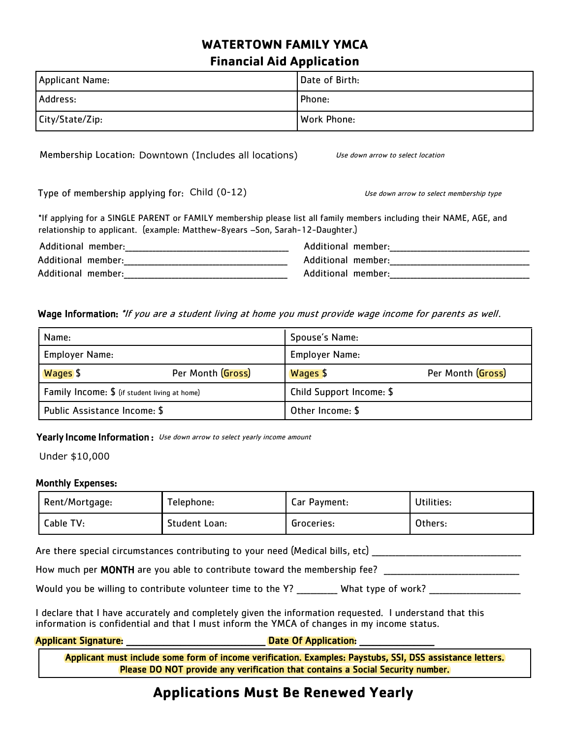# WATERTOWN FAMILY YMCA
## Financial Aid Application

| Applicant Name: | Date of Birth: |
|---|---|
| Address: | Phone: |
| City/State/Zip: | Work Phone: |

Membership Location: Downtown (Includes all locations) *Use down arrow to select location*

Type of membership applying for: Child (0-12) *Use down arrow to select membership type*

*If applying for a SINGLE PARENT or FAMILY membership please list all family members including their NAME, AGE, and relationship to applicant. (example: Matthew-8years –Son, Sarah-12-Daughter.)

Additional member:______________________________ Additional member:______________________________
Additional member:______________________________ Additional member:______________________________
Additional member:______________________________ Additional member:______________________________

**Wage Information:** *\*If you are a student living at home you must provide wage income for parents as well.*

| Name: | Spouse's Name: |
|---|---|
| Employer Name: | Employer Name: |
| Wages $ Per Month (Gross) | Wages $ Per Month (Gross) |
| Family Income: $ (if student living at home) | Child Support Income: $ |
| Public Assistance Income: $ | Other Income: $ |

**Yearly Income Information :** *Use down arrow to select yearly income amount*

Under $10,000

**Monthly Expenses:**

| Rent/Mortgage: | Telephone: | Car Payment: | Utilities: |
|---|---|---|---|
| Cable TV: | Student Loan: | Groceries: | Others: |

Are there special circumstances contributing to your need (Medical bills, etc) ______________________________

How much per **MONTH** are you able to contribute toward the membership fee? ____________________________

Would you be willing to contribute volunteer time to the Y? ________ What type of work? __________________

I declare that I have accurately and completely given the information requested. I understand that this information is confidential and that I must inform the YMCA of changes in my income status.

**Applicant Signature:** ___________________________ **Date Of Application:** ______________

**Applicant must include some form of income verification. Examples: Paystubs, SSI, DSS assistance letters. Please DO NOT provide any verification that contains a Social Security number.**

## Applications Must Be Renewed Yearly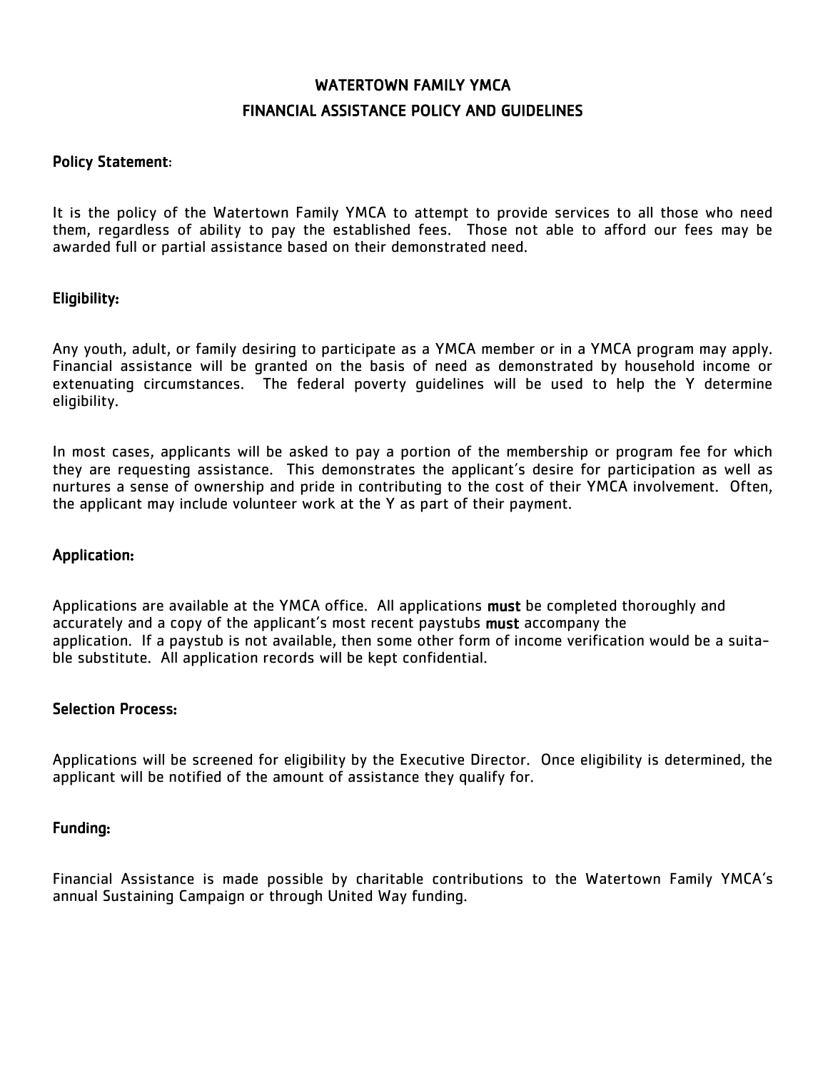# WATERTOWN FAMILY YMCA

# FINANCIAL ASSISTANCE POLICY AND GUIDELINES

## Policy Statement:

It is the policy of the Watertown Family YMCA to attempt to provide services to all those who need them, regardless of ability to pay the established fees. Those not able to afford our fees may be awarded full or partial assistance based on their demonstrated need.

## Eligibility:

Any youth, adult, or family desiring to participate as a YMCA member or in a YMCA program may apply. Financial assistance will be granted on the basis of need as demonstrated by household income or extenuating circumstances. The federal poverty guidelines will be used to help the Y determine eligibility.

In most cases, applicants will be asked to pay a portion of the membership or program fee for which they are requesting assistance. This demonstrates the applicant's desire for participation as well as nurtures a sense of ownership and pride in contributing to the cost of their YMCA involvement. Often, the applicant may include volunteer work at the Y as part of their payment.

## Application:

Applications are available at the YMCA office. All applications **must** be completed thoroughly and accurately and a copy of the applicant's most recent paystubs **must** accompany the application. If a paystub is not available, then some other form of income verification would be a suitable substitute. All application records will be kept confidential.

## Selection Process:

Applications will be screened for eligibility by the Executive Director. Once eligibility is determined, the applicant will be notified of the amount of assistance they qualify for.

## Funding:

Financial Assistance is made possible by charitable contributions to the Watertown Family YMCA's annual Sustaining Campaign or through United Way funding.